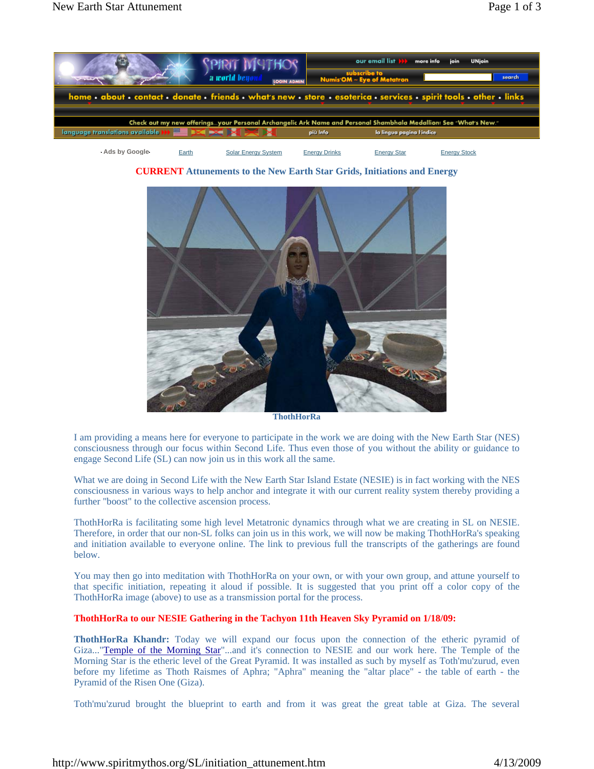Spirit Mythos — a world beyond

our email list · more info · join · UNjoin

subscribe to Numis'OM ~ Eye of Metatron

home • about • contact • donate • friends • what's new • store • esoterica • services • spirit tools • other • links

Check out my new offerings...your Personal Archangelic Ark Name and Personal Shambhala Medallion! See "What's New."

language translations available · più info · la lingua pagina l'indice

Ads by Google · Earth · Solar Energy System · Energy Drinks · Energy Star · Energy Stock

## CURRENT Attunements to the New Earth Star Grids, Initiations and Energy

ThothHorRa

I am providing a means here for everyone to participate in the work we are doing with the New Earth Star (NES) consciousness through our focus within Second Life. Thus even those of you without the ability or guidance to engage Second Life (SL) can now join us in this work all the same.

What we are doing in Second Life with the New Earth Star Island Estate (NESIE) is in fact working with the NES consciousness in various ways to help anchor and integrate it with our current reality system thereby providing a further "boost" to the collective ascension process.

ThothHorRa is facilitating some high level Metatronic dynamics through what we are creating in SL on NESIE. Therefore, in order that our non-SL folks can join us in this work, we will now be making ThothHorRa's speaking and initiation available to everyone online. The link to previous full the transcripts of the gatherings are found below.

You may then go into meditation with ThothHorRa on your own, or with your own group, and attune yourself to that specific initiation, repeating it aloud if possible. It is suggested that you print off a color copy of the ThothHorRa image (above) to use as a transmission portal for the process.

**ThothHorRa to our NESIE Gathering in the Tachyon 11th Heaven Sky Pyramid on 1/18/09:**

**ThothHorRa Khandr:** Today we will expand our focus upon the connection of the etheric pyramid of Giza..."Temple of the Morning Star"...and it's connection to NESIE and our work here. The Temple of the Morning Star is the etheric level of the Great Pyramid. It was installed as such by myself as Toth'mu'zurud, even before my lifetime as Thoth Raismes of Aphra; "Aphra" meaning the "altar place" - the table of earth - the Pyramid of the Risen One (Giza).

Toth'mu'zurud brought the blueprint to earth and from it was great the great table at Giza. The several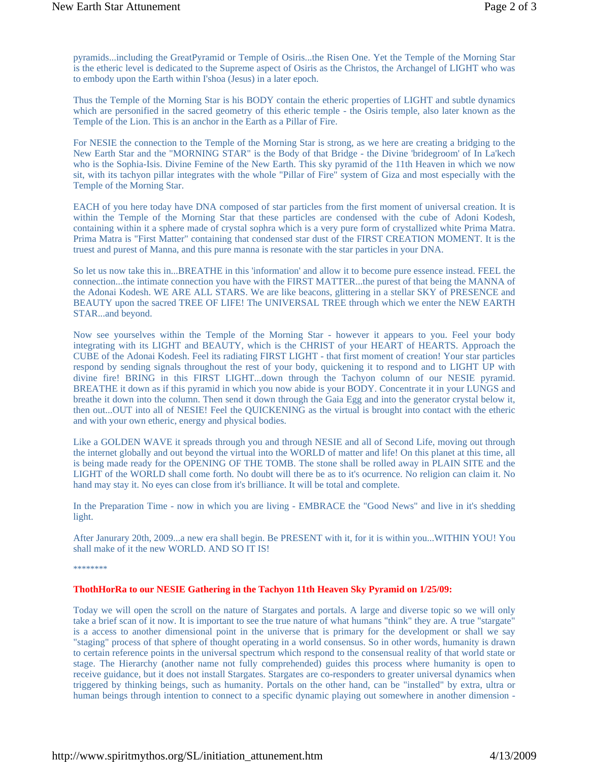pyramids...including the GreatPyramid or Temple of Osiris...the Risen One. Yet the Temple of the Morning Star is the etheric level is dedicated to the Supreme aspect of Osiris as the Christos, the Archangel of LIGHT who was to embody upon the Earth within I'shoa (Jesus) in a later epoch.

Thus the Temple of the Morning Star is his BODY contain the etheric properties of LIGHT and subtle dynamics which are personified in the sacred geometry of this etheric temple - the Osiris temple, also later known as the Temple of the Lion. This is an anchor in the Earth as a Pillar of Fire.

For NESIE the connection to the Temple of the Morning Star is strong, as we here are creating a bridging to the New Earth Star and the "MORNING STAR" is the Body of that Bridge - the Divine 'bridegroom' of In La'kech who is the Sophia-Isis. Divine Femine of the New Earth. This sky pyramid of the 11th Heaven in which we now sit, with its tachyon pillar integrates with the whole "Pillar of Fire" system of Giza and most especially with the Temple of the Morning Star.

EACH of you here today have DNA composed of star particles from the first moment of universal creation. It is within the Temple of the Morning Star that these particles are condensed with the cube of Adoni Kodesh, containing within it a sphere made of crystal sophra which is a very pure form of crystallized white Prima Matra. Prima Matra is "First Matter" containing that condensed star dust of the FIRST CREATION MOMENT. It is the truest and purest of Manna, and this pure manna is resonate with the star particles in your DNA.

So let us now take this in...BREATHE in this 'information' and allow it to become pure essence instead. FEEL the connection...the intimate connection you have with the FIRST MATTER...the purest of that being the MANNA of the Adonai Kodesh. WE ARE ALL STARS. We are like beacons, glittering in a stellar SKY of PRESENCE and BEAUTY upon the sacred TREE OF LIFE! The UNIVERSAL TREE through which we enter the NEW EARTH STAR...and beyond.

Now see yourselves within the Temple of the Morning Star - however it appears to you. Feel your body integrating with its LIGHT and BEAUTY, which is the CHRIST of your HEART of HEARTS. Approach the CUBE of the Adonai Kodesh. Feel its radiating FIRST LIGHT - that first moment of creation! Your star particles respond by sending signals throughout the rest of your body, quickening it to respond and to LIGHT UP with divine fire! BRING in this FIRST LIGHT...down through the Tachyon column of our NESIE pyramid. BREATHE it down as if this pyramid in which you now abide is your BODY. Concentrate it in your LUNGS and breathe it down into the column. Then send it down through the Gaia Egg and into the generator crystal below it, then out...OUT into all of NESIE! Feel the QUICKENING as the virtual is brought into contact with the etheric and with your own etheric, energy and physical bodies.

Like a GOLDEN WAVE it spreads through you and through NESIE and all of Second Life, moving out through the internet globally and out beyond the virtual into the WORLD of matter and life! On this planet at this time, all is being made ready for the OPENING OF THE TOMB. The stone shall be rolled away in PLAIN SITE and the LIGHT of the WORLD shall come forth. No doubt will there be as to it's ocurrence. No religion can claim it. No hand may stay it. No eyes can close from it's brilliance. It will be total and complete.

In the Preparation Time - now in which you are living - EMBRACE the "Good News" and live in it's shedding light.

After Janurary 20th, 2009...a new era shall begin. Be PRESENT with it, for it is within you...WITHIN YOU! You shall make of it the new WORLD. AND SO IT IS!

********

**ThothHorRa to our NESIE Gathering in the Tachyon 11th Heaven Sky Pyramid on 1/25/09:**

Today we will open the scroll on the nature of Stargates and portals. A large and diverse topic so we will only take a brief scan of it now. It is important to see the true nature of what humans "think" they are. A true "stargate" is a access to another dimensional point in the universe that is primary for the development or shall we say "staging" process of that sphere of thought operating in a world consensus. So in other words, humanity is drawn to certain reference points in the universal spectrum which respond to the consensual reality of that world state or stage. The Hierarchy (another name not fully comprehended) guides this process where humanity is open to receive guidance, but it does not install Stargates. Stargates are co-responders to greater universal dynamics when triggered by thinking beings, such as humanity. Portals on the other hand, can be "installed" by extra, ultra or human beings through intention to connect to a specific dynamic playing out somewhere in another dimension -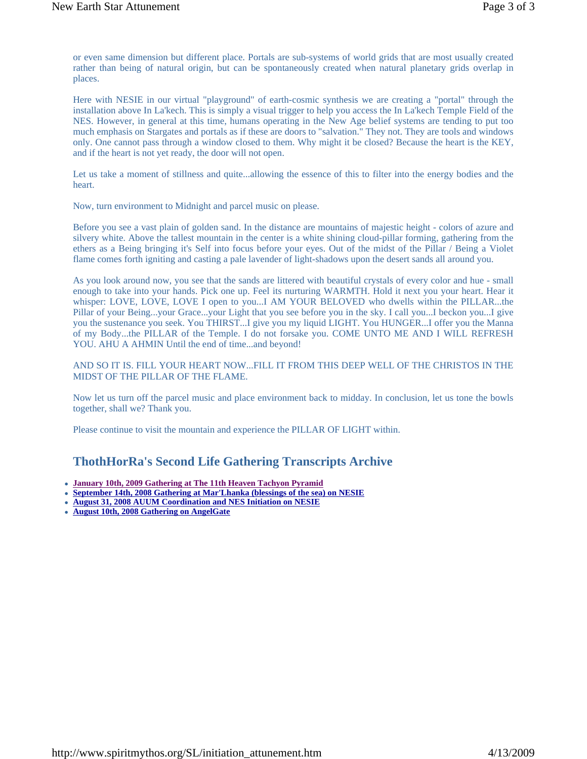or even same dimension but different place. Portals are sub-systems of world grids that are most usually created rather than being of natural origin, but can be spontaneously created when natural planetary grids overlap in places.

Here with NESIE in our virtual "playground" of earth-cosmic synthesis we are creating a "portal" through the installation above In La'kech. This is simply a visual trigger to help you access the In La'kech Temple Field of the NES. However, in general at this time, humans operating in the New Age belief systems are tending to put too much emphasis on Stargates and portals as if these are doors to "salvation." They not. They are tools and windows only. One cannot pass through a window closed to them. Why might it be closed? Because the heart is the KEY, and if the heart is not yet ready, the door will not open.

Let us take a moment of stillness and quite...allowing the essence of this to filter into the energy bodies and the heart.

Now, turn environment to Midnight and parcel music on please.

Before you see a vast plain of golden sand. In the distance are mountains of majestic height - colors of azure and silvery white. Above the tallest mountain in the center is a white shining cloud-pillar forming, gathering from the ethers as a Being bringing it's Self into focus before your eyes. Out of the midst of the Pillar / Being a Violet flame comes forth igniting and casting a pale lavender of light-shadows upon the desert sands all around you.

As you look around now, you see that the sands are littered with beautiful crystals of every color and hue - small enough to take into your hands. Pick one up. Feel its nurturing WARMTH. Hold it next you your heart. Hear it whisper: LOVE, LOVE, LOVE I open to you...I AM YOUR BELOVED who dwells within the PILLAR...the Pillar of your Being...your Grace...your Light that you see before you in the sky. I call you...I beckon you...I give you the sustenance you seek. You THIRST...I give you my liquid LIGHT. You HUNGER...I offer you the Manna of my Body...the PILLAR of the Temple. I do not forsake you. COME UNTO ME AND I WILL REFRESH YOU. AHU A AHMIN Until the end of time...and beyond!

AND SO IT IS. FILL YOUR HEART NOW...FILL IT FROM THIS DEEP WELL OF THE CHRISTOS IN THE MIDST OF THE PILLAR OF THE FLAME.

Now let us turn off the parcel music and place environment back to midday. In conclusion, let us tone the bowls together, shall we? Thank you.

Please continue to visit the mountain and experience the PILLAR OF LIGHT within.

## ThothHorRa's Second Life Gathering Transcripts Archive

- **January 10th, 2009 Gathering at The 11th Heaven Tachyon Pyramid**
- **September 14th, 2008 Gathering at Mar'Lhanka (blessings of the sea) on NESIE**
- **August 31, 2008 AUUM Coordination and NES Initiation on NESIE**
- **August 10th, 2008 Gathering on AngelGate**